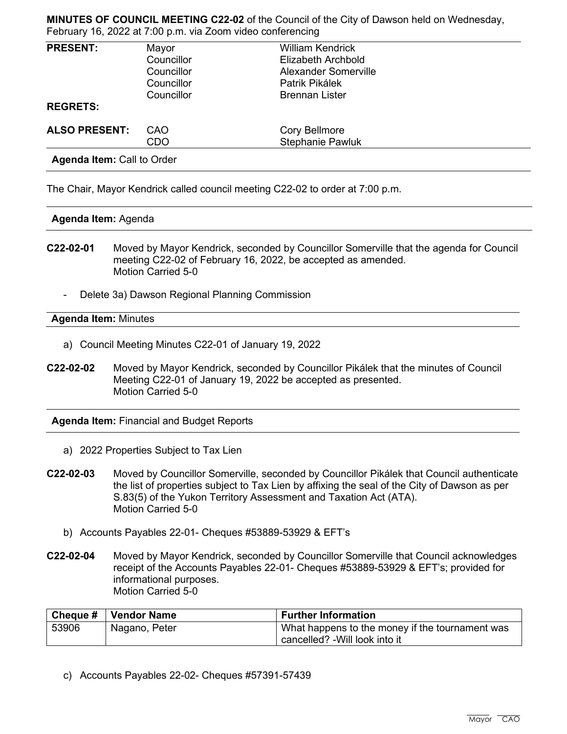**MINUTES OF COUNCIL MEETING C22-02** of the Council of the City of Dawson held on Wednesday, February 16, 2022 at 7:00 p.m. via Zoom video conferencing

| | | |
|---|---|---|
| **PRESENT:** | Mayor | William Kendrick |
| | Councillor | Elizabeth Archbold |
| | Councillor | Alexander Somerville |
| | Councillor | Patrik Pikálek |
| | Councillor | Brennan Lister |
| **REGRETS:** | | |
| **ALSO PRESENT:** | CAO | Cory Bellmore |
| | CDO | Stephanie Pawluk |

**Agenda Item:** Call to Order

The Chair, Mayor Kendrick called council meeting C22-02 to order at 7:00 p.m.

**Agenda Item:** Agenda

**C22-02-01** Moved by Mayor Kendrick, seconded by Councillor Somerville that the agenda for Council meeting C22-02 of February 16, 2022, be accepted as amended.
Motion Carried 5-0

- Delete 3a) Dawson Regional Planning Commission

**Agenda Item:** Minutes

a) Council Meeting Minutes C22-01 of January 19, 2022

**C22-02-02** Moved by Mayor Kendrick, seconded by Councillor Pikálek that the minutes of Council Meeting C22-01 of January 19, 2022 be accepted as presented.
Motion Carried 5-0

**Agenda Item:** Financial and Budget Reports

a) 2022 Properties Subject to Tax Lien

**C22-02-03** Moved by Councillor Somerville, seconded by Councillor Pikálek that Council authenticate the list of properties subject to Tax Lien by affixing the seal of the City of Dawson as per S.83(5) of the Yukon Territory Assessment and Taxation Act (ATA).
Motion Carried 5-0

b) Accounts Payables 22-01- Cheques #53889-53929 & EFT's

**C22-02-04** Moved by Mayor Kendrick, seconded by Councillor Somerville that Council acknowledges receipt of the Accounts Payables 22-01- Cheques #53889-53929 & EFT's; provided for informational purposes.
Motion Carried 5-0

| Cheque # | Vendor Name | Further Information |
|---|---|---|
| 53906 | Nagano, Peter | What happens to the money if the tournament was cancelled? -Will look into it |

c) Accounts Payables 22-02- Cheques #57391-57439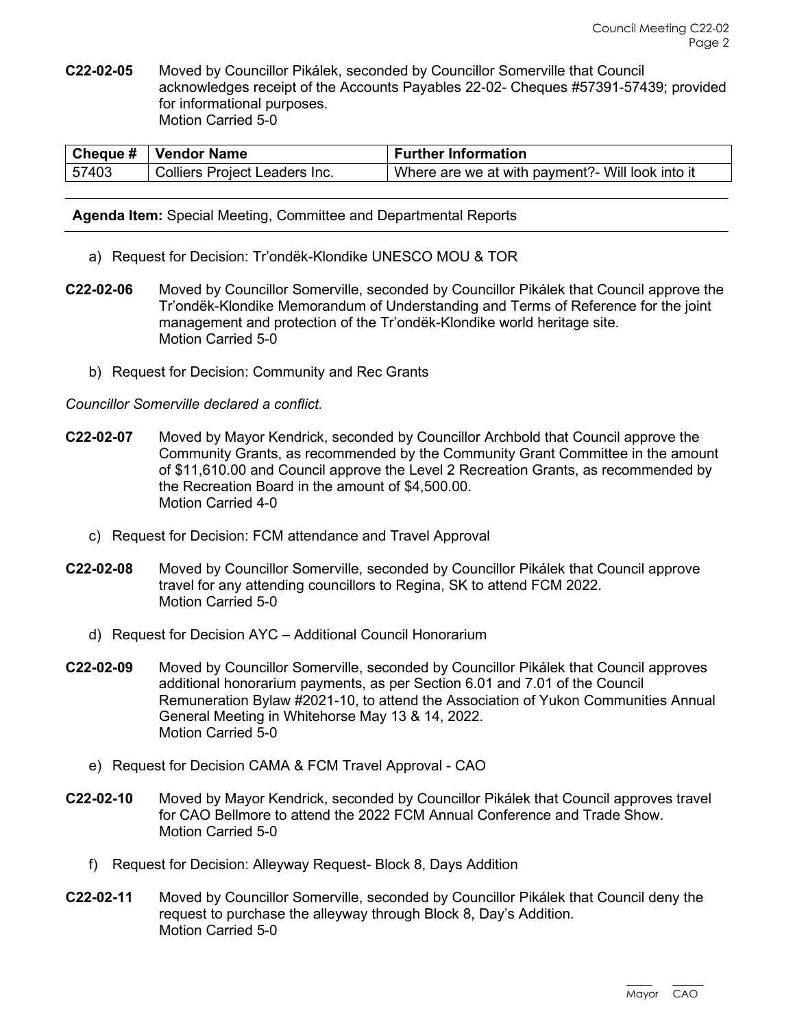**C22-02-05** Moved by Councillor Pikálek, seconded by Councillor Somerville that Council acknowledges receipt of the Accounts Payables 22-02- Cheques #57391-57439; provided for informational purposes.
Motion Carried 5-0

| Cheque # | Vendor Name | Further Information |
| --- | --- | --- |
| 57403 | Colliers Project Leaders Inc. | Where are we at with payment?- Will look into it |

---

**Agenda Item:** Special Meeting, Committee and Departmental Reports

---

a) Request for Decision: Tr'ondëk-Klondike UNESCO MOU & TOR

**C22-02-06** Moved by Councillor Somerville, seconded by Councillor Pikálek that Council approve the Tr'ondëk-Klondike Memorandum of Understanding and Terms of Reference for the joint management and protection of the Tr'ondëk-Klondike world heritage site.
Motion Carried 5-0

b) Request for Decision: Community and Rec Grants

*Councillor Somerville declared a conflict.*

**C22-02-07** Moved by Mayor Kendrick, seconded by Councillor Archbold that Council approve the Community Grants, as recommended by the Community Grant Committee in the amount of $11,610.00 and Council approve the Level 2 Recreation Grants, as recommended by the Recreation Board in the amount of $4,500.00.
Motion Carried 4-0

c) Request for Decision: FCM attendance and Travel Approval

**C22-02-08** Moved by Councillor Somerville, seconded by Councillor Pikálek that Council approve travel for any attending councillors to Regina, SK to attend FCM 2022.
Motion Carried 5-0

d) Request for Decision AYC – Additional Council Honorarium

**C22-02-09** Moved by Councillor Somerville, seconded by Councillor Pikálek that Council approves additional honorarium payments, as per Section 6.01 and 7.01 of the Council Remuneration Bylaw #2021-10, to attend the Association of Yukon Communities Annual General Meeting in Whitehorse May 13 & 14, 2022.
Motion Carried 5-0

e) Request for Decision CAMA & FCM Travel Approval - CAO

**C22-02-10** Moved by Mayor Kendrick, seconded by Councillor Pikálek that Council approves travel for CAO Bellmore to attend the 2022 FCM Annual Conference and Trade Show.
Motion Carried 5-0

f) Request for Decision: Alleyway Request- Block 8, Days Addition

**C22-02-11** Moved by Councillor Somerville, seconded by Councillor Pikálek that Council deny the request to purchase the alleyway through Block 8, Day's Addition.
Motion Carried 5-0

_____ _____
Mayor CAO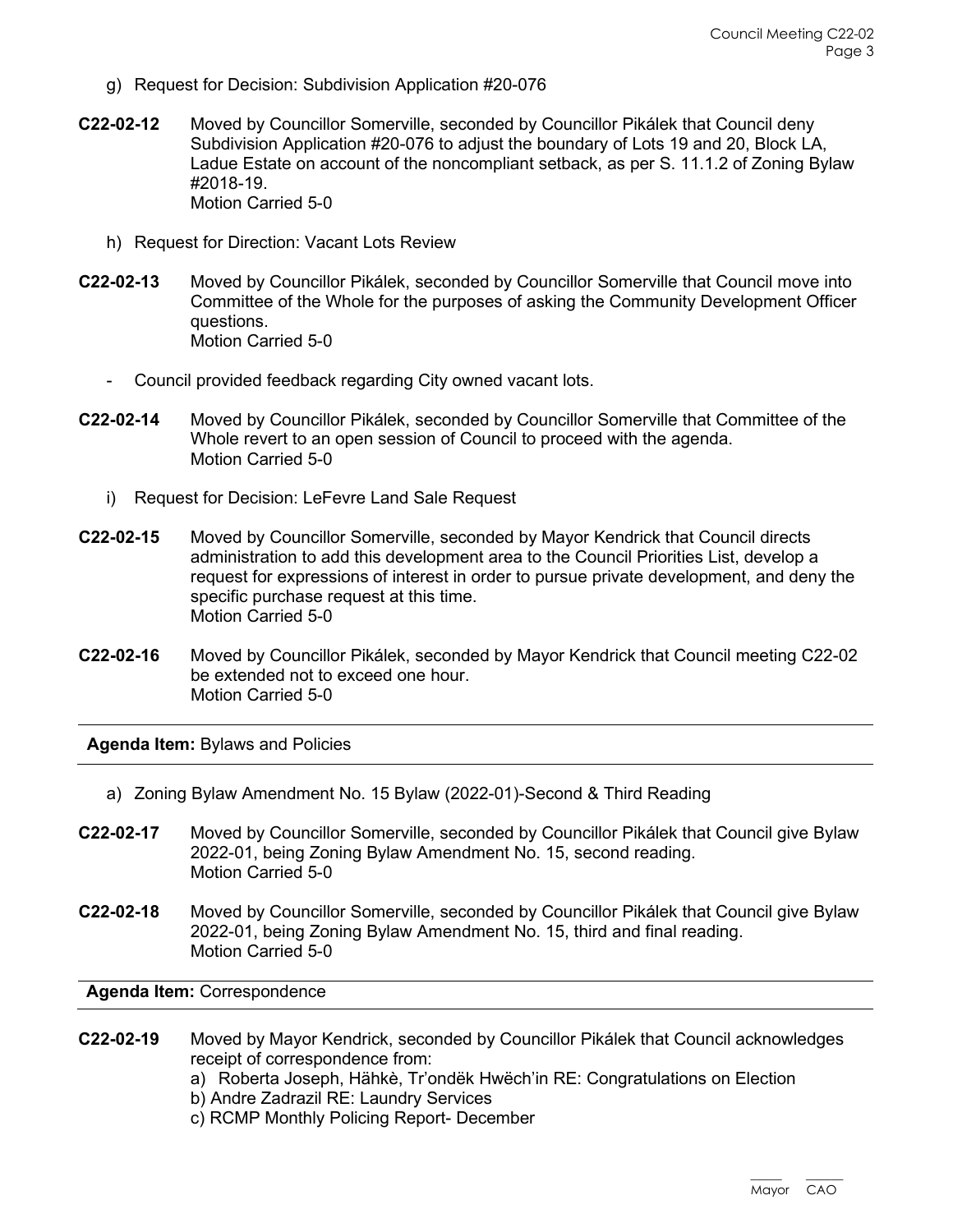g) Request for Decision: Subdivision Application #20-076

**C22-02-12** Moved by Councillor Somerville, seconded by Councillor Pikálek that Council deny Subdivision Application #20-076 to adjust the boundary of Lots 19 and 20, Block LA, Ladue Estate on account of the noncompliant setback, as per S. 11.1.2 of Zoning Bylaw #2018-19.
Motion Carried 5-0

h) Request for Direction: Vacant Lots Review

**C22-02-13** Moved by Councillor Pikálek, seconded by Councillor Somerville that Council move into Committee of the Whole for the purposes of asking the Community Development Officer questions.
Motion Carried 5-0

- Council provided feedback regarding City owned vacant lots.

**C22-02-14** Moved by Councillor Pikálek, seconded by Councillor Somerville that Committee of the Whole revert to an open session of Council to proceed with the agenda.
Motion Carried 5-0

i) Request for Decision: LeFevre Land Sale Request

**C22-02-15** Moved by Councillor Somerville, seconded by Mayor Kendrick that Council directs administration to add this development area to the Council Priorities List, develop a request for expressions of interest in order to pursue private development, and deny the specific purchase request at this time.
Motion Carried 5-0

**C22-02-16** Moved by Councillor Pikálek, seconded by Mayor Kendrick that Council meeting C22-02 be extended not to exceed one hour.
Motion Carried 5-0

**Agenda Item:** Bylaws and Policies

a) Zoning Bylaw Amendment No. 15 Bylaw (2022-01)-Second & Third Reading

**C22-02-17** Moved by Councillor Somerville, seconded by Councillor Pikálek that Council give Bylaw 2022-01, being Zoning Bylaw Amendment No. 15, second reading.
Motion Carried 5-0

**C22-02-18** Moved by Councillor Somerville, seconded by Councillor Pikálek that Council give Bylaw 2022-01, being Zoning Bylaw Amendment No. 15, third and final reading.
Motion Carried 5-0

**Agenda Item:** Correspondence

**C22-02-19** Moved by Mayor Kendrick, seconded by Councillor Pikálek that Council acknowledges receipt of correspondence from:

a) Roberta Joseph, Hähkè, Tr'ondëk Hwëch'in RE: Congratulations on Election
b) Andre Zadrazil RE: Laundry Services
c) RCMP Monthly Policing Report- December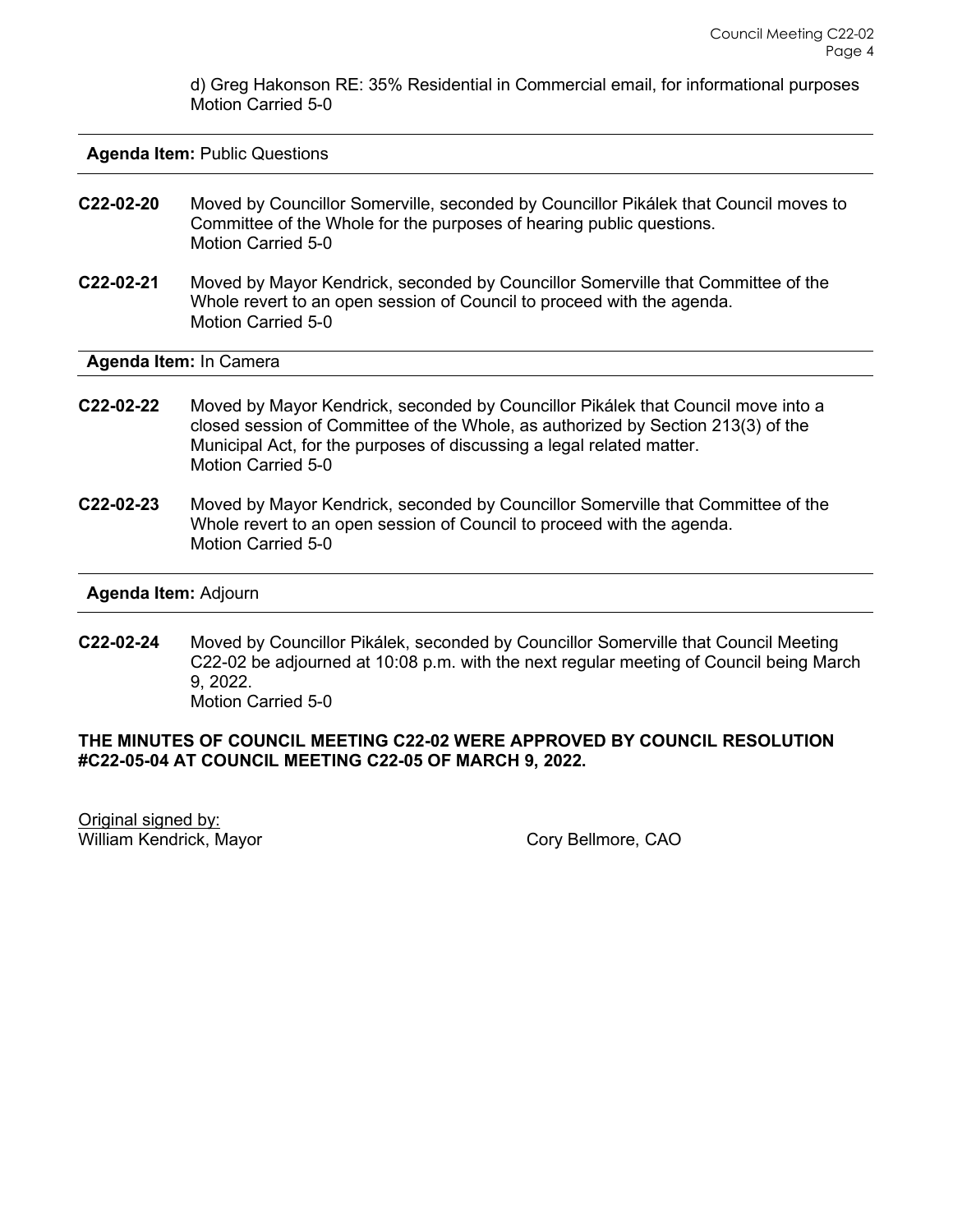d) Greg Hakonson RE: 35% Residential in Commercial email, for informational purposes
Motion Carried 5-0

---

**Agenda Item:** Public Questions

---

**C22-02-20** Moved by Councillor Somerville, seconded by Councillor Pikálek that Council moves to Committee of the Whole for the purposes of hearing public questions.
Motion Carried 5-0

**C22-02-21** Moved by Mayor Kendrick, seconded by Councillor Somerville that Committee of the Whole revert to an open session of Council to proceed with the agenda.
Motion Carried 5-0

**Agenda Item:** In Camera

---

**C22-02-22** Moved by Mayor Kendrick, seconded by Councillor Pikálek that Council move into a closed session of Committee of the Whole, as authorized by Section 213(3) of the Municipal Act, for the purposes of discussing a legal related matter.
Motion Carried 5-0

**C22-02-23** Moved by Mayor Kendrick, seconded by Councillor Somerville that Committee of the Whole revert to an open session of Council to proceed with the agenda.
Motion Carried 5-0

---

**Agenda Item:** Adjourn

---

**C22-02-24** Moved by Councillor Pikálek, seconded by Councillor Somerville that Council Meeting C22-02 be adjourned at 10:08 p.m. with the next regular meeting of Council being March 9, 2022.
Motion Carried 5-0

**THE MINUTES OF COUNCIL MEETING C22-02 WERE APPROVED BY COUNCIL RESOLUTION #C22-05-04 AT COUNCIL MEETING C22-05 OF MARCH 9, 2022.**

Original signed by:
William Kendrick, Mayor

Cory Bellmore, CAO